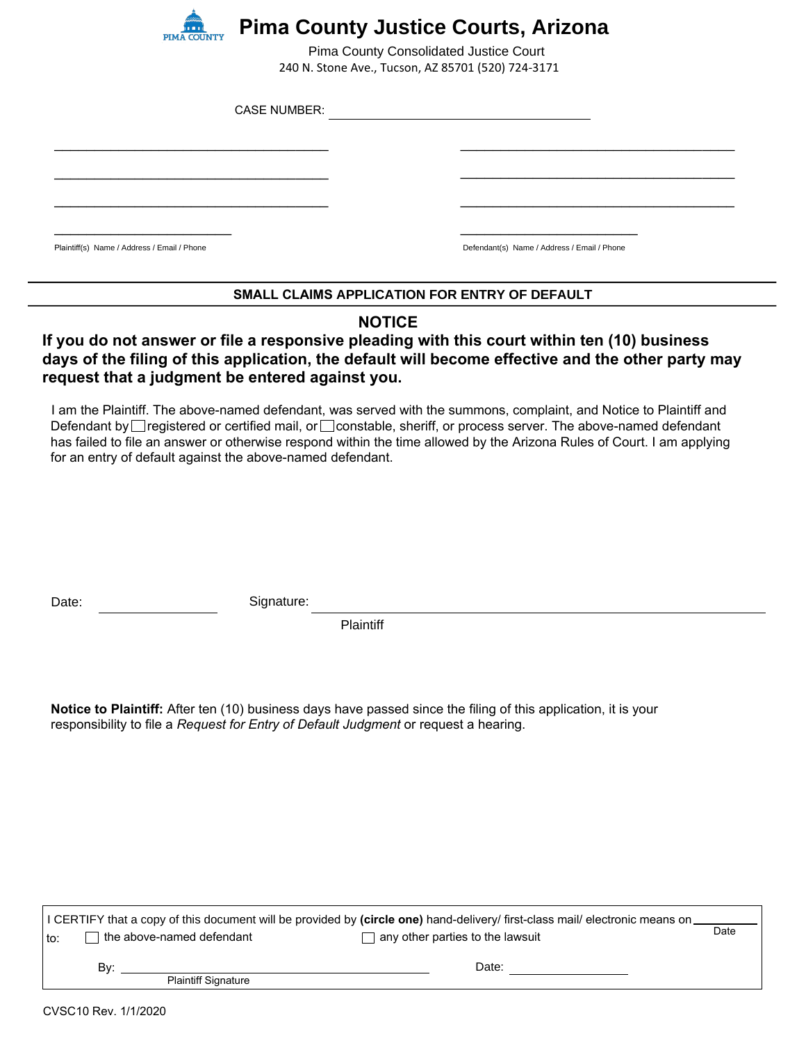# Pima County Justice Courts, Arizona

Pima County Consolidated Justice Court
240 N. Stone Ave., Tucson, AZ 85701 (520) 724-3171

CASE NUMBER: ______________________________

| | |
|---|---|
| ______________________________ | ______________________________ |
| ______________________________ | ______________________________ |
| ______________________________ | ______________________________ |
| ____________________ | ____________________ |
| Plaintiff(s) Name / Address / Email / Phone | Defendant(s) Name / Address / Email / Phone |

## SMALL CLAIMS APPLICATION FOR ENTRY OF DEFAULT

### NOTICE

**If you do not answer or file a responsive pleading with this court within ten (10) business days of the filing of this application, the default will become effective and the other party may request that a judgment be entered against you.**

I am the Plaintiff. The above-named defendant, was served with the summons, complaint, and Notice to Plaintiff and Defendant by ☐ registered or certified mail, or ☐ constable, sheriff, or process server. The above-named defendant has failed to file an answer or otherwise respond within the time allowed by the Arizona Rules of Court. I am applying for an entry of default against the above-named defendant.

Date: ______________ Signature: ______________________________
Plaintiff

**Notice to Plaintiff:** After ten (10) business days have passed since the filing of this application, it is your responsibility to file a *Request for Entry of Default Judgment* or request a hearing.

I CERTIFY that a copy of this document will be provided by **(circle one)** hand-delivery/ first-class mail/ electronic means on __________ (Date)

to: ☐ the above-named defendant ☐ any other parties to the lawsuit

By: ______________________________ Date: ______________
Plaintiff Signature

CVSC10 Rev. 1/1/2020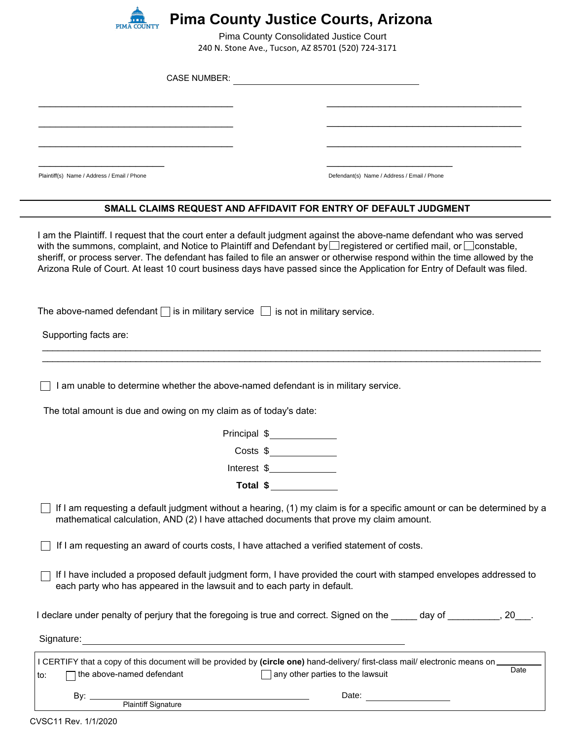# Pima County Justice Courts, Arizona

Pima County Consolidated Justice Court
240 N. Stone Ave., Tucson, AZ 85701 (520) 724-3171

CASE NUMBER: ______________________________

| Plaintiff(s) Name / Address / Email / Phone | Defendant(s) Name / Address / Email / Phone |
|---|---|
| ______________________________ | ______________________________ |
| ______________________________ | ______________________________ |
| ______________________________ | ______________________________ |
| ____________________ | ____________________ |

## SMALL CLAIMS REQUEST AND AFFIDAVIT FOR ENTRY OF DEFAULT JUDGMENT

I am the Plaintiff. I request that the court enter a default judgment against the above-name defendant who was served with the summons, complaint, and Notice to Plaintiff and Defendant by ☐ registered or certified mail, or ☐ constable, sheriff, or process server. The defendant has failed to file an answer or otherwise respond within the time allowed by the Arizona Rule of Court. At least 10 court business days have passed since the Application for Entry of Default was filed.

The above-named defendant ☐ is in military service ☐ is not in military service.

Supporting facts are:

______________________________________________________________________________

______________________________________________________________________________

☐ I am unable to determine whether the above-named defendant is in military service.

The total amount is due and owing on my claim as of today's date:

Principal $____________

Costs $____________

Interest $____________

**Total $____________**

☐ If I am requesting a default judgment without a hearing, (1) my claim is for a specific amount or can be determined by a mathematical calculation, AND (2) I have attached documents that prove my claim amount.

☐ If I am requesting an award of courts costs, I have attached a verified statement of costs.

☐ If I have included a proposed default judgment form, I have provided the court with stamped envelopes addressed to each party who has appeared in the lawsuit and to each party in default.

I declare under penalty of perjury that the foregoing is true and correct. Signed on the _____ day of __________, 20___.

Signature: ______________________________________________

I CERTIFY that a copy of this document will be provided by **(circle one)** hand-delivery/ first-class mail/ electronic means on __________ (Date)

to: ☐ the above-named defendant ☐ any other parties to the lawsuit

By: ______________________________ (Plaintiff Signature) Date: ______________

CVSC11 Rev. 1/1/2020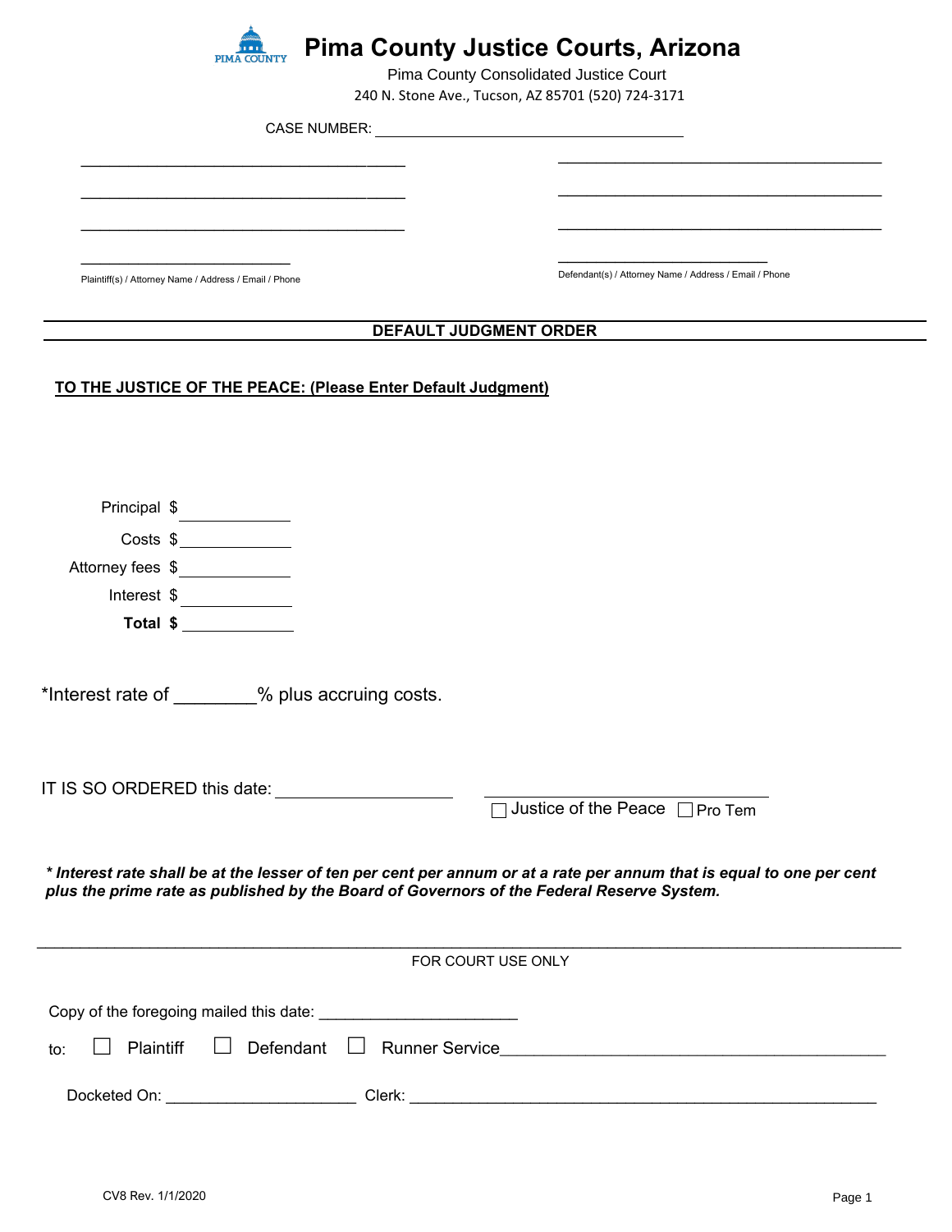# Pima County Justice Courts, Arizona

Pima County Consolidated Justice Court

240 N. Stone Ave., Tucson, AZ 85701 (520) 724-3171

CASE NUMBER: ________________________________________

________________________________________
________________________________________
________________________________________
__________________________
Plaintiff(s) / Attorney Name / Address / Email / Phone

________________________________________
________________________________________
________________________________________
__________________________
Defendant(s) / Attorney Name / Address / Email / Phone

## DEFAULT JUDGMENT ORDER

**TO THE JUSTICE OF THE PEACE: (Please Enter Default Judgment)**

Principal $ ____________

Costs $ ____________

Attorney fees $ ____________

Interest $ ____________

**Total $** ____________

*Interest rate of ________% plus accruing costs.

IT IS SO ORDERED this date: ____________________

____________________________________
☐ Justice of the Peace ☐ Pro Tem

***** Interest rate shall be at the lesser of ten per cent per annum or at a rate per annum that is equal to one per cent plus the prime rate as published by the Board of Governors of the Federal Reserve System.***

---

FOR COURT USE ONLY

Copy of the foregoing mailed this date: ______________________

to: ☐ Plaintiff ☐ Defendant ☐ Runner Service________________________________________

Docketed On: _____________________ Clerk: ____________________________________________________

CV8 Rev. 1/1/2020